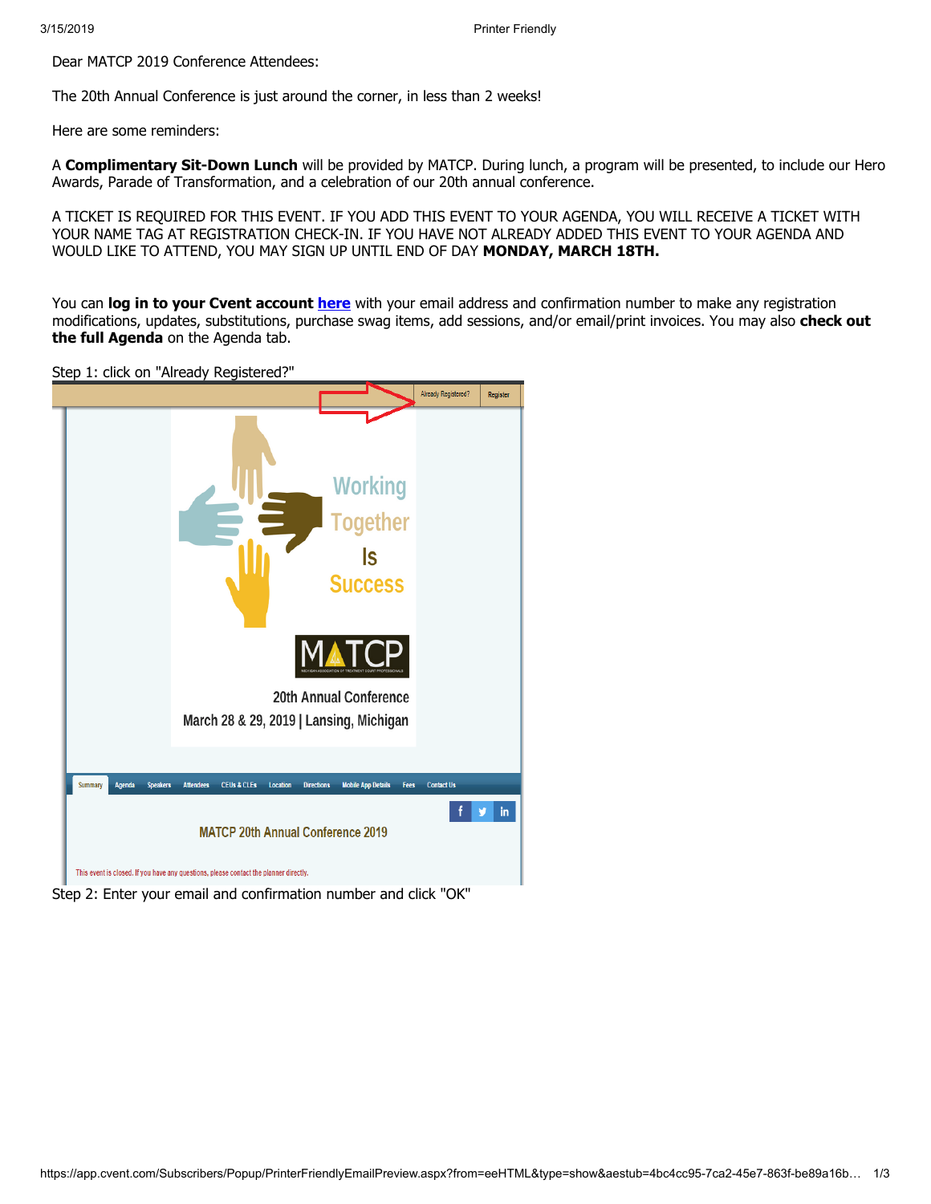Dear MATCP 2019 Conference Attendees:

The 20th Annual Conference is just around the corner, in less than 2 weeks!

Here are some reminders:

A **Complimentary Sit-Down Lunch** will be provided by MATCP. During lunch, a program will be presented, to include our Hero Awards, Parade of Transformation, and a celebration of our 20th annual conference.

A TICKET IS REQUIRED FOR THIS EVENT. IF YOU ADD THIS EVENT TO YOUR AGENDA, YOU WILL RECEIVE A TICKET WITH YOUR NAME TAG AT REGISTRATION CHECK-IN. IF YOU HAVE NOT ALREADY ADDED THIS EVENT TO YOUR AGENDA AND WOULD LIKE TO ATTEND, YOU MAY SIGN UP UNTIL END OF DAY **MONDAY, MARCH 18TH.**

You can **log in to your Cvent account here** with your email address and confirmation number to make any registration modifications, updates, substitutions, purchase swag items, add sessions, and/or email/print invoices. You may also **check out the full Agenda** on the Agenda tab.

Step 1: click on "Already Registered?"

Step 2: Enter your email and confirmation number and click "OK"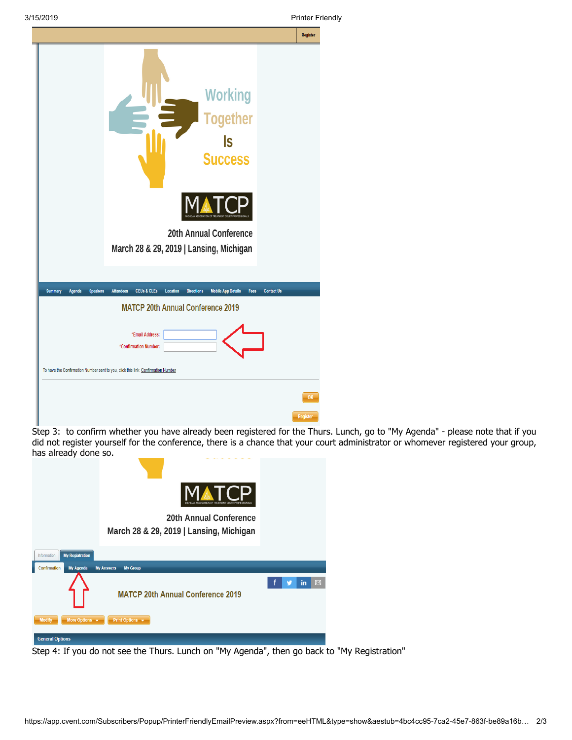Working Together Is Success

MATCP

20th Annual Conference

March 28 & 29, 2019 | Lansing, Michigan

Summary | Agenda | Speakers | Attendees | CEUs & CLEs | Location | Directions | Mobile App Details | Fees | Contact Us

MATCP 20th Annual Conference 2019

*Email Address:

*Confirmation Number:

To have the Confirmation Number sent to you, click this link: Confirmation Number

OK

Register

Step 3: to confirm whether you have already been registered for the Thurs. Lunch, go to "My Agenda" - please note that if you did not register yourself for the conference, there is a chance that your court administrator or whomever registered your group, has already done so.

MATCP

20th Annual Conference

March 28 & 29, 2019 | Lansing, Michigan

Information | My Registration

Confirmation | My Agenda | My Answers | My Group

MATCP 20th Annual Conference 2019

Modify | More Options | Print Options

General Options

Step 4: If you do not see the Thurs. Lunch on "My Agenda", then go back to "My Registration"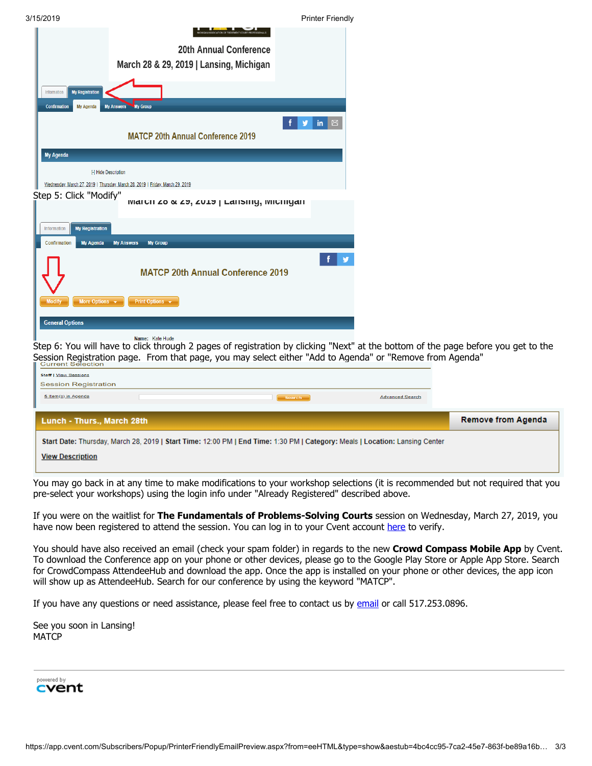Step 5: Click "Modify"

Step 6: You will have to click through 2 pages of registration by clicking "Next" at the bottom of the page before you get to the Session Registration page. From that page, you may select either "Add to Agenda" or "Remove from Agenda"

You may go back in at any time to make modifications to your workshop selections (it is recommended but not required that you pre-select your workshops) using the login info under "Already Registered" described above.

If you were on the waitlist for **The Fundamentals of Problems-Solving Courts** session on Wednesday, March 27, 2019, you have now been registered to attend the session. You can log in to your Cvent account here to verify.

You should have also received an email (check your spam folder) in regards to the new **Crowd Compass Mobile App** by Cvent. To download the Conference app on your phone or other devices, please go to the Google Play Store or Apple App Store. Search for CrowdCompass AttendeeHub and download the app. Once the app is installed on your phone or other devices, the app icon will show up as AttendeeHub. Search for our conference by using the keyword "MATCP".

If you have any questions or need assistance, please feel free to contact us by email or call 517.253.0896.

See you soon in Lansing!
MATCP

powered by cvent